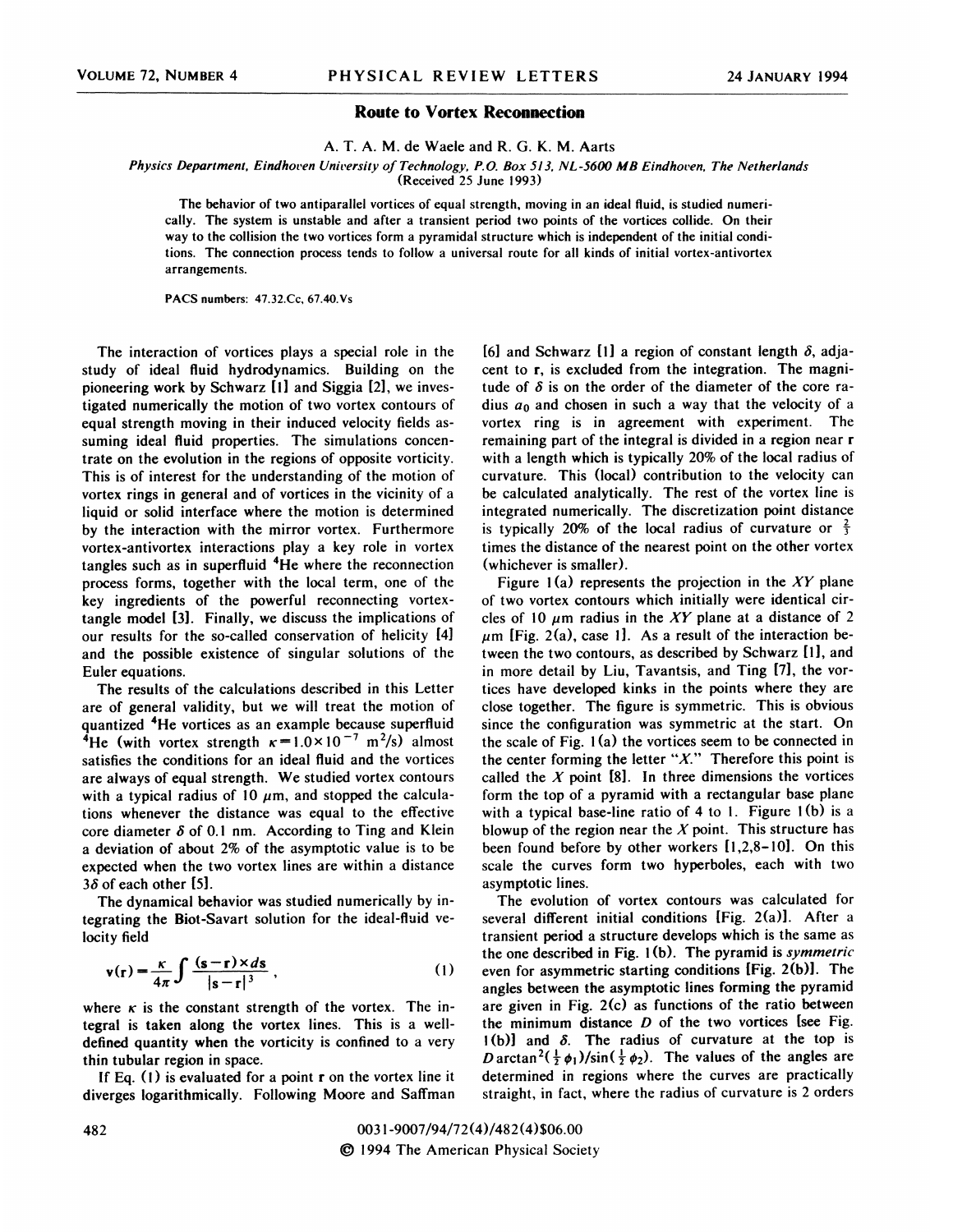# Route to Vortex Reconnection

A. T. A. M. de Waele and R. G. K. M. Aarts

*Physics Department, Eindhoven University of Technology, P.O. Box 513, NL-5600 MB Eindhoven, The Netherlands*
(Received 25 June 1993)

The behavior of two antiparallel vortices of equal strength, moving in an ideal fluid, is studied numerically. The system is unstable and after a transient period two points of the vortices collide. On their way to the collision the two vortices form a pyramidal structure which is independent of the initial conditions. The connection process tends to follow a universal route for all kinds of initial vortex-antivortex arrangements.

PACS numbers: 47.32.Cc, 67.40.Vs

The interaction of vortices plays a special role in the study of ideal fluid hydrodynamics. Building on the pioneering work by Schwarz [1] and Siggia [2], we investigated numerically the motion of two vortex contours of equal strength moving in their induced velocity fields assuming ideal fluid properties. The simulations concentrate on the evolution in the regions of opposite vorticity. This is of interest for the understanding of the motion of vortex rings in general and of vortices in the vicinity of a liquid or solid interface where the motion is determined by the interaction with the mirror vortex. Furthermore vortex-antivortex interactions play a key role in vortex tangles such as in superfluid $^4$He where the reconnection process forms, together with the local term, one of the key ingredients of the powerful reconnecting vortex-tangle model [3]. Finally, we discuss the implications of our results for the so-called conservation of helicity [4] and the possible existence of singular solutions of the Euler equations.

The results of the calculations described in this Letter are of general validity, but we will treat the motion of quantized $^4$He vortices as an example because superfluid $^4$He (with vortex strength $\kappa = 1.0\times10^{-7}$ m$^2$/s) almost satisfies the conditions for an ideal fluid and the vortices are always of equal strength. We studied vortex contours with a typical radius of 10 $\mu$m, and stopped the calculations whenever the distance was equal to the effective core diameter $\delta$ of 0.1 nm. According to Ting and Klein a deviation of about 2% of the asymptotic value is to be expected when the two vortex lines are within a distance $3\delta$ of each other [5].

The dynamical behavior was studied numerically by integrating the Biot-Savart solution for the ideal-fluid velocity field

$$\mathbf{v}(\mathbf{r}) = \frac{\kappa}{4\pi}\int \frac{(\mathbf{s}-\mathbf{r})\times d\mathbf{s}}{|\mathbf{s}-\mathbf{r}|^3}, \qquad (1)$$

where $\kappa$ is the constant strength of the vortex. The integral is taken along the vortex lines. This is a well-defined quantity when the vorticity is confined to a very thin tubular region in space.

If Eq. (1) is evaluated for a point $\mathbf{r}$ on the vortex line it diverges logarithmically. Following Moore and Saffman [6] and Schwarz [1] a region of constant length $\delta$, adjacent to $\mathbf{r}$, is excluded from the integration. The magnitude of $\delta$ is on the order of the diameter of the core radius $a_0$ and chosen in such a way that the velocity of a vortex ring is in agreement with experiment. The remaining part of the integral is divided in a region near $\mathbf{r}$ with a length which is typically 20% of the local radius of curvature. This (local) contribution to the velocity can be calculated analytically. The rest of the vortex line is integrated numerically. The discretization point distance is typically 20% of the local radius of curvature or $\frac{2}{3}$ times the distance of the nearest point on the other vortex (whichever is smaller).

Figure 1(a) represents the projection in the $XY$ plane of two vortex contours which initially were identical circles of 10 $\mu$m radius in the $XY$ plane at a distance of 2 $\mu$m [Fig. 2(a), case 1]. As a result of the interaction between the two contours, as described by Schwarz [1], and in more detail by Liu, Tavantsis, and Ting [7], the vortices have developed kinks in the points where they are close together. The figure is symmetric. This is obvious since the configuration was symmetric at the start. On the scale of Fig. 1(a) the vortices seem to be connected in the center forming the letter "$X$." Therefore this point is called the $X$ point [8]. In three dimensions the vortices form the top of a pyramid with a rectangular base plane with a typical base-line ratio of 4 to 1. Figure 1(b) is a blowup of the region near the $X$ point. This structure has been found before by other workers [1,2,8–10]. On this scale the curves form two hyperboles, each with two asymptotic lines.

The evolution of vortex contours was calculated for several different initial conditions [Fig. 2(a)]. After a transient period a structure develops which is the same as the one described in Fig. 1(b). The pyramid is *symmetric* even for asymmetric starting conditions [Fig. 2(b)]. The angles between the asymptotic lines forming the pyramid are given in Fig. 2(c) as functions of the ratio between the minimum distance $D$ of the two vortices [see Fig. 1(b)] and $\delta$. The radius of curvature at the top is $D\arctan^2(\frac{1}{2}\phi_1)/\sin(\frac{1}{2}\phi_2)$. The values of the angles are determined in regions where the curves are practically straight, in fact, where the radius of curvature is 2 orders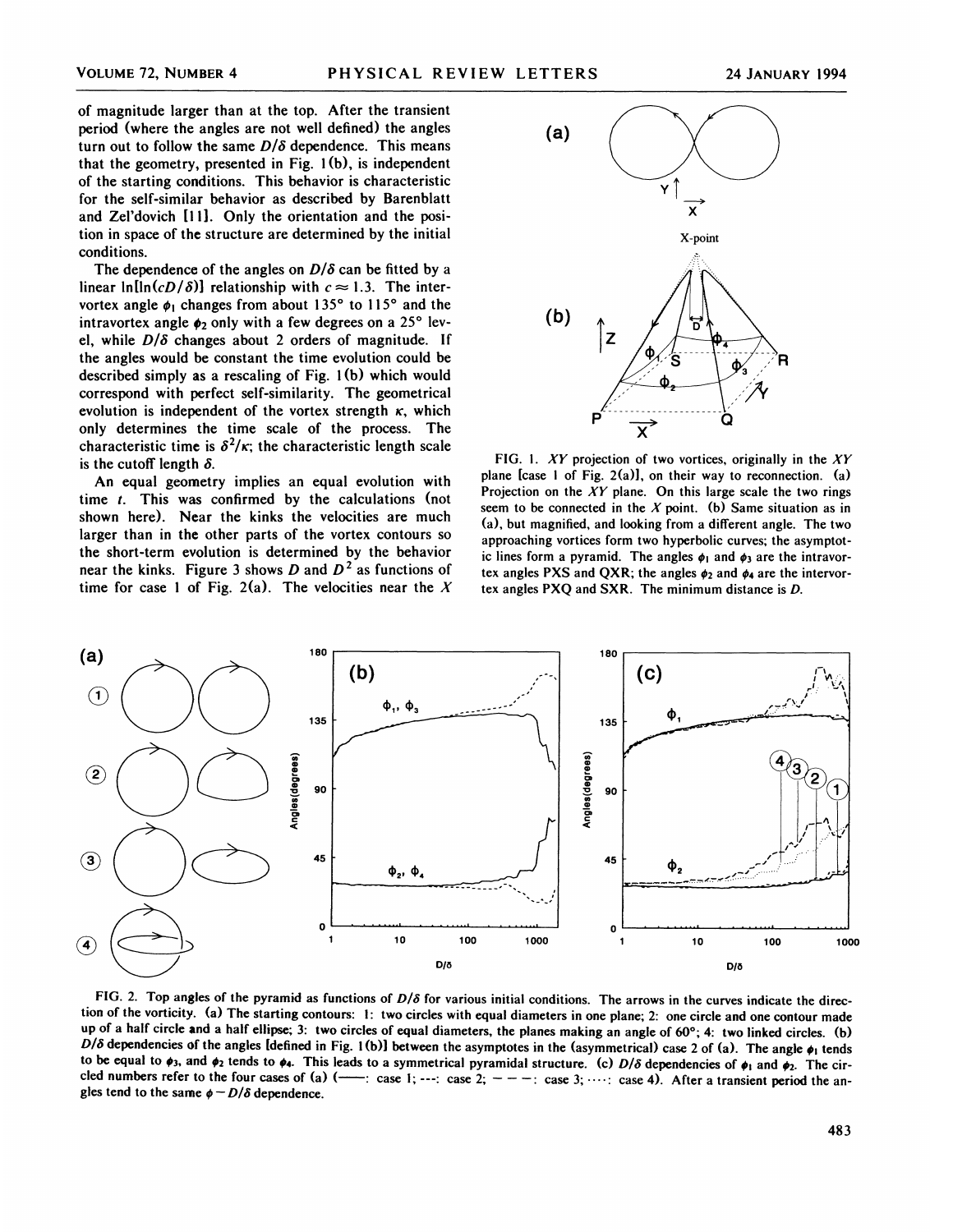of magnitude larger than at the top. After the transient period (where the angles are not well defined) the angles turn out to follow the same $D/\delta$ dependence. This means that the geometry, presented in Fig. 1(b), is independent of the starting conditions. This behavior is characteristic for the self-similar behavior as described by Barenblatt and Zel'dovich [11]. Only the orientation and the position in space of the structure are determined by the initial conditions.

The dependence of the angles on $D/\delta$ can be fitted by a linear $\ln[\ln(cD/\delta)]$ relationship with $c \approx 1.3$. The intervortex angle $\phi_1$ changes from about 135° to 115° and the intravortex angle $\phi_2$ only with a few degrees on a 25° level, while $D/\delta$ changes about 2 orders of magnitude. If the angles would be constant the time evolution could be described simply as a rescaling of Fig. 1(b) which would correspond with perfect self-similarity. The geometrical evolution is independent of the vortex strength $\kappa$, which only determines the time scale of the process. The characteristic time is $\delta^2/\kappa$; the characteristic length scale is the cutoff length $\delta$.

An equal geometry implies an equal evolution with time $t$. This was confirmed by the calculations (not shown here). Near the kinks the velocities are much larger than in the other parts of the vortex contours so the short-term evolution is determined by the behavior near the kinks. Figure 3 shows $D$ and $D^2$ as functions of time for case 1 of Fig. 2(a). The velocities near the $X$

FIG. 1. $XY$ projection of two vortices, originally in the $XY$ plane [case 1 of Fig. 2(a)], on their way to reconnection. (a) Projection on the $XY$ plane. On this large scale the two rings seem to be connected in the $X$ point. (b) Same situation as in (a), but magnified, and looking from a different angle. The two approaching vortices form two hyperbolic curves; the asymptotic lines form a pyramid. The angles $\phi_1$ and $\phi_3$ are the intravortex angles PXS and QXR; the angles $\phi_2$ and $\phi_4$ are the intervortex angles PXQ and SXR. The minimum distance is $D$.

FIG. 2. Top angles of the pyramid as functions of $D/\delta$ for various initial conditions. The arrows in the curves indicate the direction of the vorticity. (a) The starting contours: 1: two circles with equal diameters in one plane; 2: one circle and one contour made up of a half circle and a half ellipse; 3: two circles of equal diameters, the planes making an angle of 60°; 4: two linked circles. (b) $D/\delta$ dependencies of the angles [defined in Fig. 1(b)] between the asymptotes in the (asymmetrical) case 2 of (a). The angle $\phi_1$ tends to be equal to $\phi_3$, and $\phi_2$ tends to $\phi_4$. This leads to a symmetrical pyramidal structure. (c) $D/\delta$ dependencies of $\phi_1$ and $\phi_2$. The circled numbers refer to the four cases of (a) (——: case 1; ---: case 2; — — —: case 3; ·····: case 4). After a transient period the angles tend to the same $\phi - D/\delta$ dependence.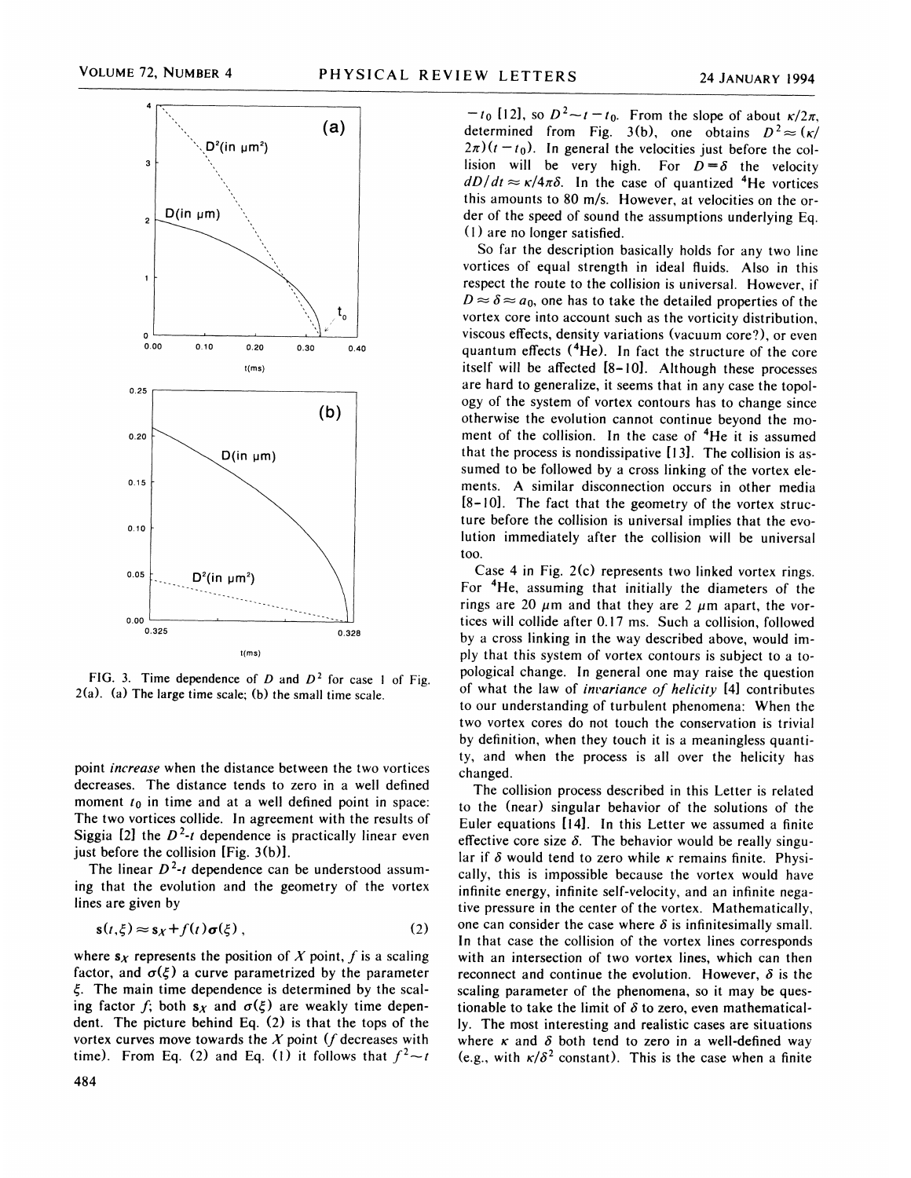FIG. 3. Time dependence of $D$ and $D^2$ for case 1 of Fig. 2(a). (a) The large time scale; (b) the small time scale.

point *increase* when the distance between the two vortices decreases. The distance tends to zero in a well defined moment $t_0$ in time and at a well defined point in space: The two vortices collide. In agreement with the results of Siggia [2] the $D^2$-$t$ dependence is practically linear even just before the collision [Fig. 3(b)].

The linear $D^2$-$t$ dependence can be understood assuming that the evolution and the geometry of the vortex lines are given by

$$\mathbf{s}(t,\xi) \approx \mathbf{s}_X + f(t)\boldsymbol{\sigma}(\xi)\,, \tag{2}$$

where $\mathbf{s}_X$ represents the position of $X$ point, $f$ is a scaling factor, and $\sigma(\xi)$ a curve parametrized by the parameter $\xi$. The main time dependence is determined by the scaling factor $f$; both $\mathbf{s}_X$ and $\sigma(\xi)$ are weakly time dependent. The picture behind Eq. (2) is that the tops of the vortex curves move towards the $X$ point ($f$ decreases with time). From Eq. (2) and Eq. (1) it follows that $f^2 \sim t - t_0$ [12], so $D^2 \sim t - t_0$. From the slope of about $\kappa/2\pi$, determined from Fig. 3(b), one obtains $D^2 \approx (\kappa/2\pi)(t-t_0)$. In general the velocities just before the collision will be very high. For $D=\delta$ the velocity $dD/dt \approx \kappa/4\pi\delta$. In the case of quantized $^4$He vortices this amounts to 80 m/s. However, at velocities on the order of the speed of sound the assumptions underlying Eq. (1) are no longer satisfied.

So far the description basically holds for any two line vortices of equal strength in ideal fluids. Also in this respect the route to the collision is universal. However, if $D \approx \delta \approx a_0$, one has to take the detailed properties of the vortex core into account such as the vorticity distribution, viscous effects, density variations (vacuum core?), or even quantum effects ($^4$He). In fact the structure of the core itself will be affected [8-10]. Although these processes are hard to generalize, it seems that in any case the topology of the system of vortex contours has to change since otherwise the evolution cannot continue beyond the moment of the collision. In the case of $^4$He it is assumed that the process is nondissipative [13]. The collision is assumed to be followed by a cross linking of the vortex elements. A similar disconnection occurs in other media [8-10]. The fact that the geometry of the vortex structure before the collision is universal implies that the evolution immediately after the collision will be universal too.

Case 4 in Fig. 2(c) represents two linked vortex rings. For $^4$He, assuming that initially the diameters of the rings are 20 $\mu$m and that they are 2 $\mu$m apart, the vortices will collide after 0.17 ms. Such a collision, followed by a cross linking in the way described above, would imply that this system of vortex contours is subject to a topological change. In general one may raise the question of what the law of *invariance of helicity* [4] contributes to our understanding of turbulent phenomena: When the two vortex cores do not touch the conservation is trivial by definition, when they touch it is a meaningless quantity, and when the process is all over the helicity has changed.

The collision process described in this Letter is related to the (near) singular behavior of the solutions of the Euler equations [14]. In this Letter we assumed a finite effective core size $\delta$. The behavior would be really singular if $\delta$ would tend to zero while $\kappa$ remains finite. Physically, this is impossible because the vortex would have infinite energy, infinite self-velocity, and an infinite negative pressure in the center of the vortex. Mathematically, one can consider the case where $\delta$ is infinitesimally small. In that case the collision of the vortex lines corresponds with an intersection of two vortex lines, which can then reconnect and continue the evolution. However, $\delta$ is the scaling parameter of the phenomena, so it may be questionable to take the limit of $\delta$ to zero, even mathematically. The most interesting and realistic cases are situations where $\kappa$ and $\delta$ both tend to zero in a well-defined way (e.g., with $\kappa/\delta^2$ constant). This is the case when a finite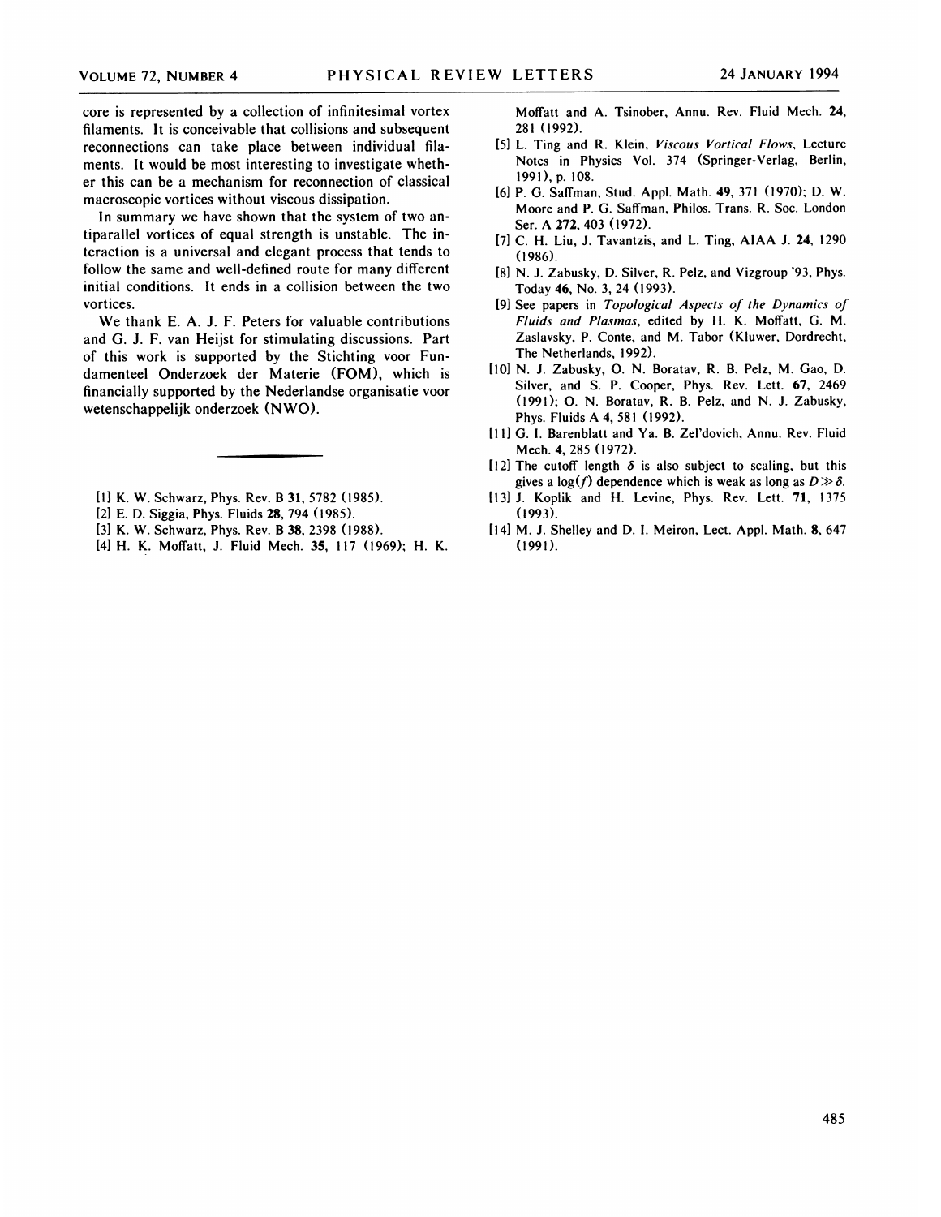core is represented by a collection of infinitesimal vortex filaments. It is conceivable that collisions and subsequent reconnections can take place between individual filaments. It would be most interesting to investigate whether this can be a mechanism for reconnection of classical macroscopic vortices without viscous dissipation.

In summary we have shown that the system of two antiparallel vortices of equal strength is unstable. The interaction is a universal and elegant process that tends to follow the same and well-defined route for many different initial conditions. It ends in a collision between the two vortices.

We thank E. A. J. F. Peters for valuable contributions and G. J. F. van Heijst for stimulating discussions. Part of this work is supported by the Stichting voor Fundamenteel Onderzoek der Materie (FOM), which is financially supported by the Nederlandse organisatie voor wetenschappelijk onderzoek (NWO).

---

[1] K. W. Schwarz, Phys. Rev. B **31**, 5782 (1985).

[2] E. D. Siggia, Phys. Fluids **28**, 794 (1985).

[3] K. W. Schwarz, Phys. Rev. B **38**, 2398 (1988).

[4] H. K. Moffatt, J. Fluid Mech. **35**, 117 (1969); H. K. Moffatt and A. Tsinober, Annu. Rev. Fluid Mech. **24**, 281 (1992).

[5] L. Ting and R. Klein, *Viscous Vortical Flows*, Lecture Notes in Physics Vol. 374 (Springer-Verlag, Berlin, 1991), p. 108.

[6] P. G. Saffman, Stud. Appl. Math. **49**, 371 (1970); D. W. Moore and P. G. Saffman, Philos. Trans. R. Soc. London Ser. A **272**, 403 (1972).

[7] C. H. Liu, J. Tavantzis, and L. Ting, AIAA J. **24**, 1290 (1986).

[8] N. J. Zabusky, D. Silver, R. Pelz, and Vizgroup '93, Phys. Today **46**, No. 3, 24 (1993).

[9] See papers in *Topological Aspects of the Dynamics of Fluids and Plasmas*, edited by H. K. Moffatt, G. M. Zaslavsky, P. Conte, and M. Tabor (Kluwer, Dordrecht, The Netherlands, 1992).

[10] N. J. Zabusky, O. N. Boratav, R. B. Pelz, M. Gao, D. Silver, and S. P. Cooper, Phys. Rev. Lett. **67**, 2469 (1991); O. N. Boratav, R. B. Pelz, and N. J. Zabusky, Phys. Fluids A **4**, 581 (1992).

[11] G. I. Barenblatt and Ya. B. Zel'dovich, Annu. Rev. Fluid Mech. **4**, 285 (1972).

[12] The cutoff length $\delta$ is also subject to scaling, but this gives a $\log(f)$ dependence which is weak as long as $D \gg \delta$.

[13] J. Koplik and H. Levine, Phys. Rev. Lett. **71**, 1375 (1993).

[14] M. J. Shelley and D. I. Meiron, Lect. Appl. Math. **8**, 647 (1991).